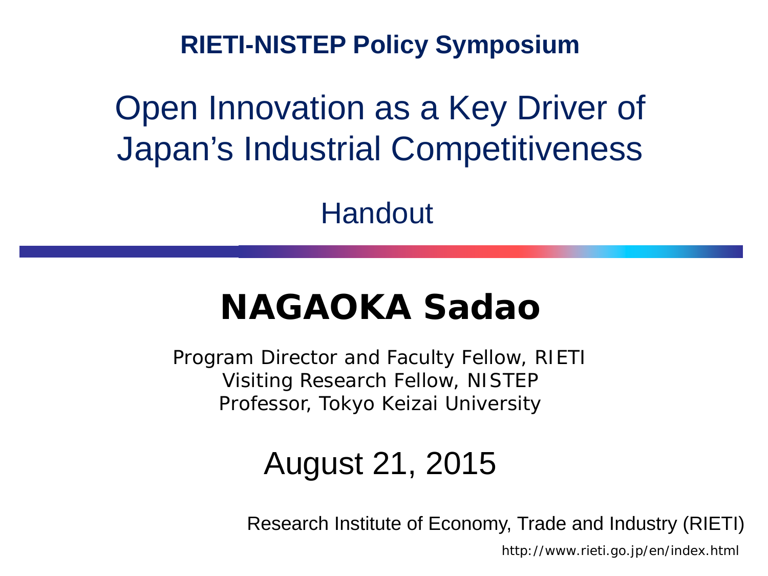**RIETI-NISTEP Policy Symposium**

# Open Innovation as a Key Driver of Japan's Industrial Competitiveness

## Handout

## **NAGAOKA Sadao**

Program Director and Faculty Fellow, RIETI
Visiting Research Fellow, NISTEP
Professor, Tokyo Keizai University

August 21, 2015

Research Institute of Economy, Trade and Industry (RIETI)

http://www.rieti.go.jp/en/index.html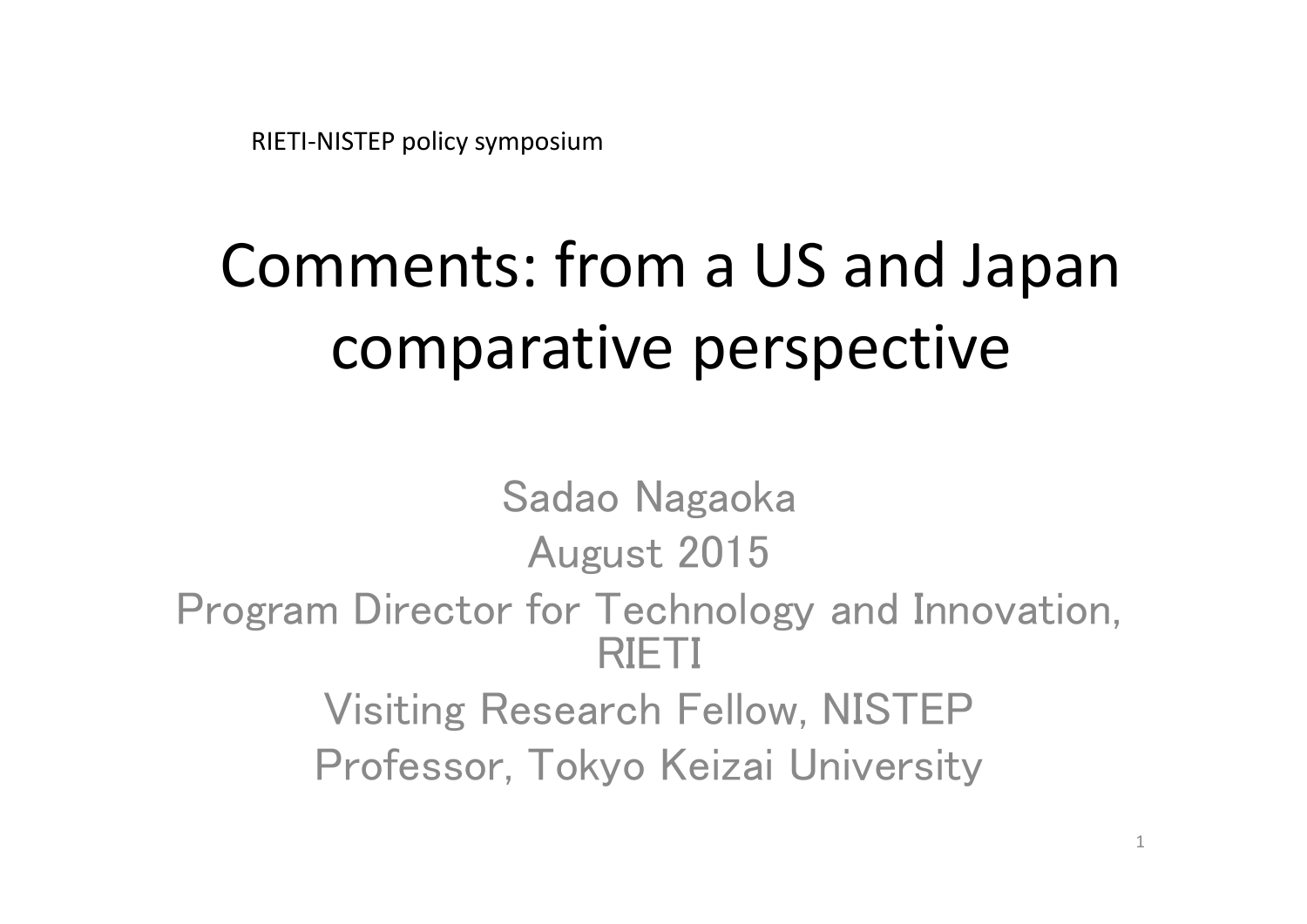RIETI-NISTEP policy symposium

# Comments: from a US and Japan comparative perspective

Sadao Nagaoka

August 2015

Program Director for Technology and Innovation, RIETI

Visiting Research Fellow, NISTEP

Professor, Tokyo Keizai University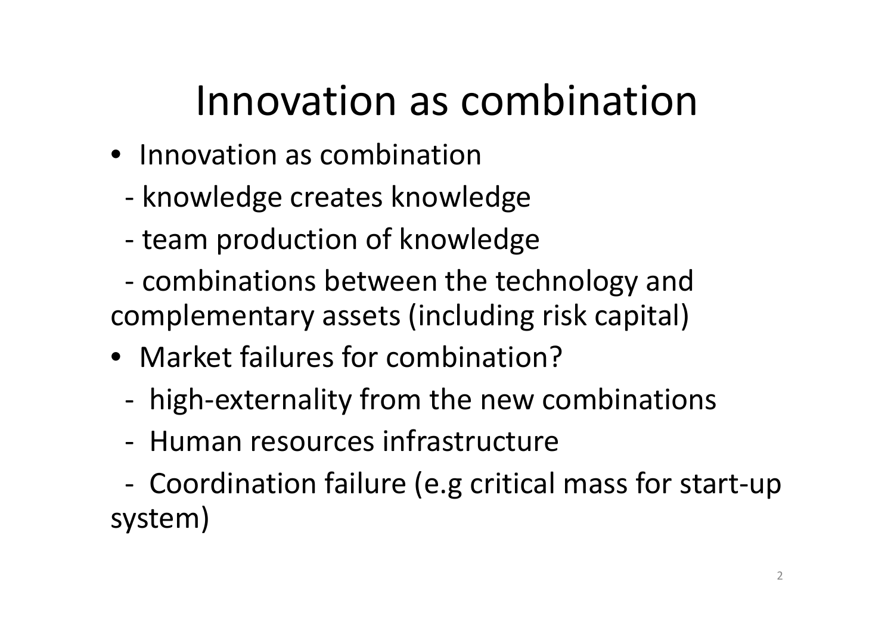# Innovation as combination

- Innovation as combination
  - knowledge creates knowledge
  - team production of knowledge
  - combinations between the technology and complementary assets (including risk capital)
- Market failures for combination?
  - high-externality from the new combinations
  - Human resources infrastructure
  - Coordination failure (e.g critical mass for start-up system)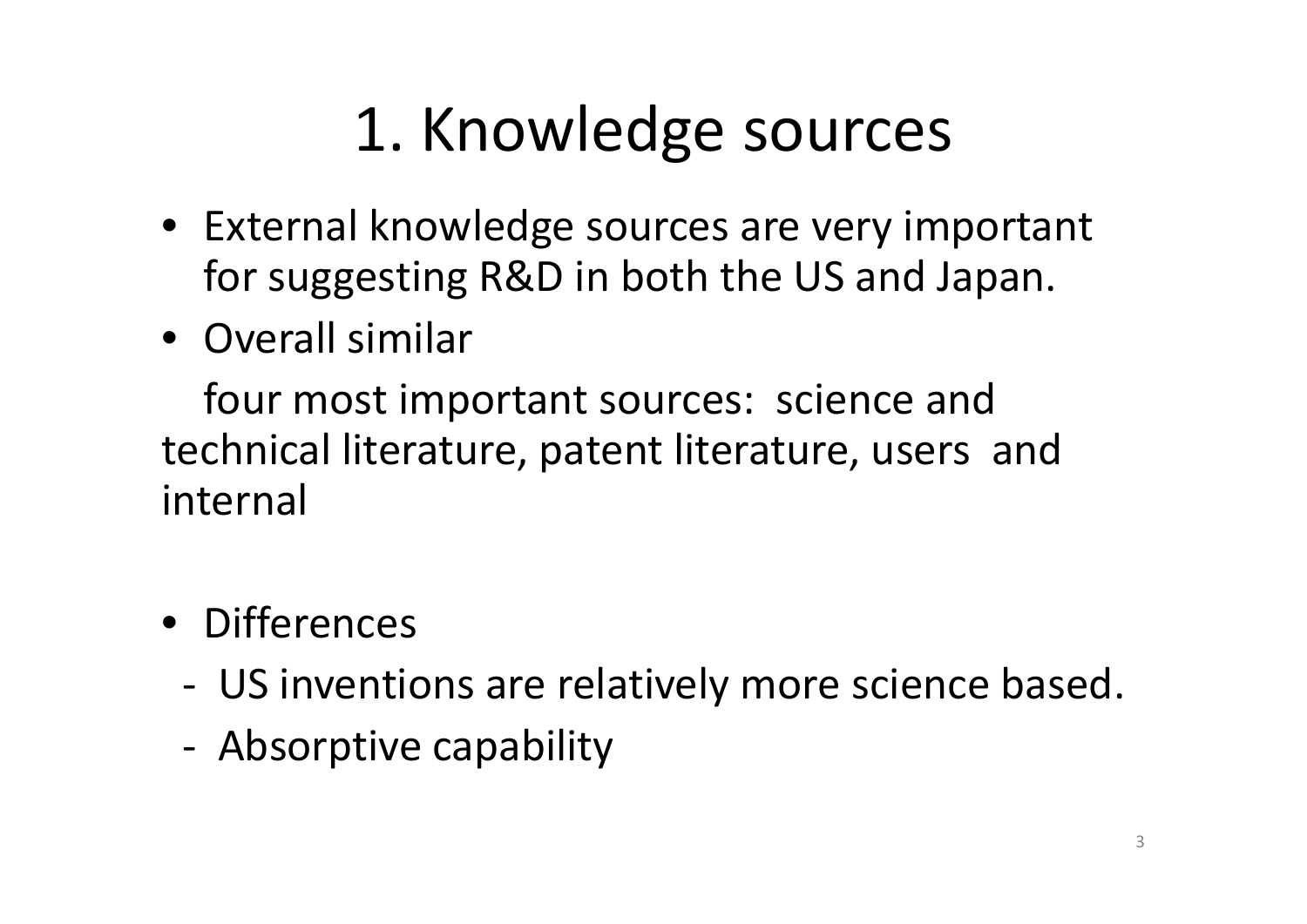# 1. Knowledge sources

- External knowledge sources are very important for suggesting R&D in both the US and Japan.
- Overall similar

  four most important sources: science and technical literature, patent literature, users and internal

- Differences
  - US inventions are relatively more science based.
  - Absorptive capability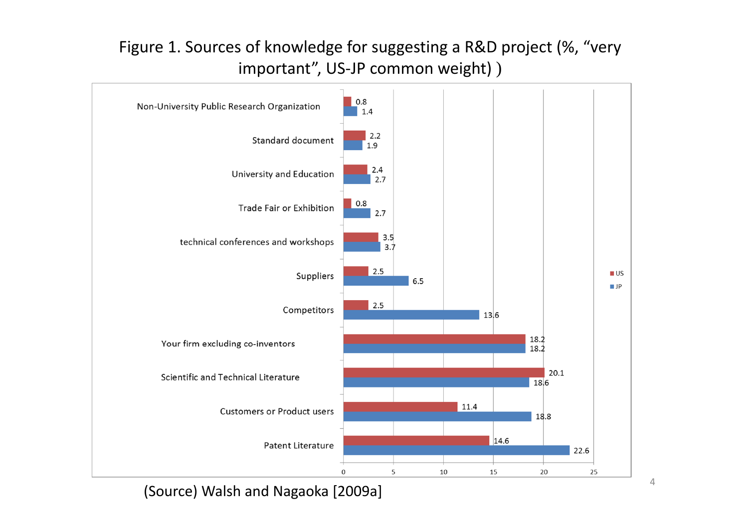Figure 1. Sources of knowledge for suggesting a R&D project (%, "very important", US-JP common weight) )

| Source | US | JP |
|---|---|---|
| Non-University Public Research Organization | 0.8 | 1.4 |
| Standard document | 2.2 | 1.9 |
| University and Education | 2.4 | 2.7 |
| Trade Fair or Exhibition | 0.8 | 2.7 |
| technical conferences and workshops | 3.5 | 3.7 |
| Suppliers | 2.5 | 6.5 |
| Competitors | 2.5 | 13.6 |
| Your firm excluding co-inventors | 18.2 | 18.2 |
| Scientific and Technical Literature | 20.1 | 18.6 |
| Customers or Product users | 11.4 | 18.8 |
| Patent Literature | 14.6 | 22.6 |

(Source) Walsh and Nagaoka [2009a]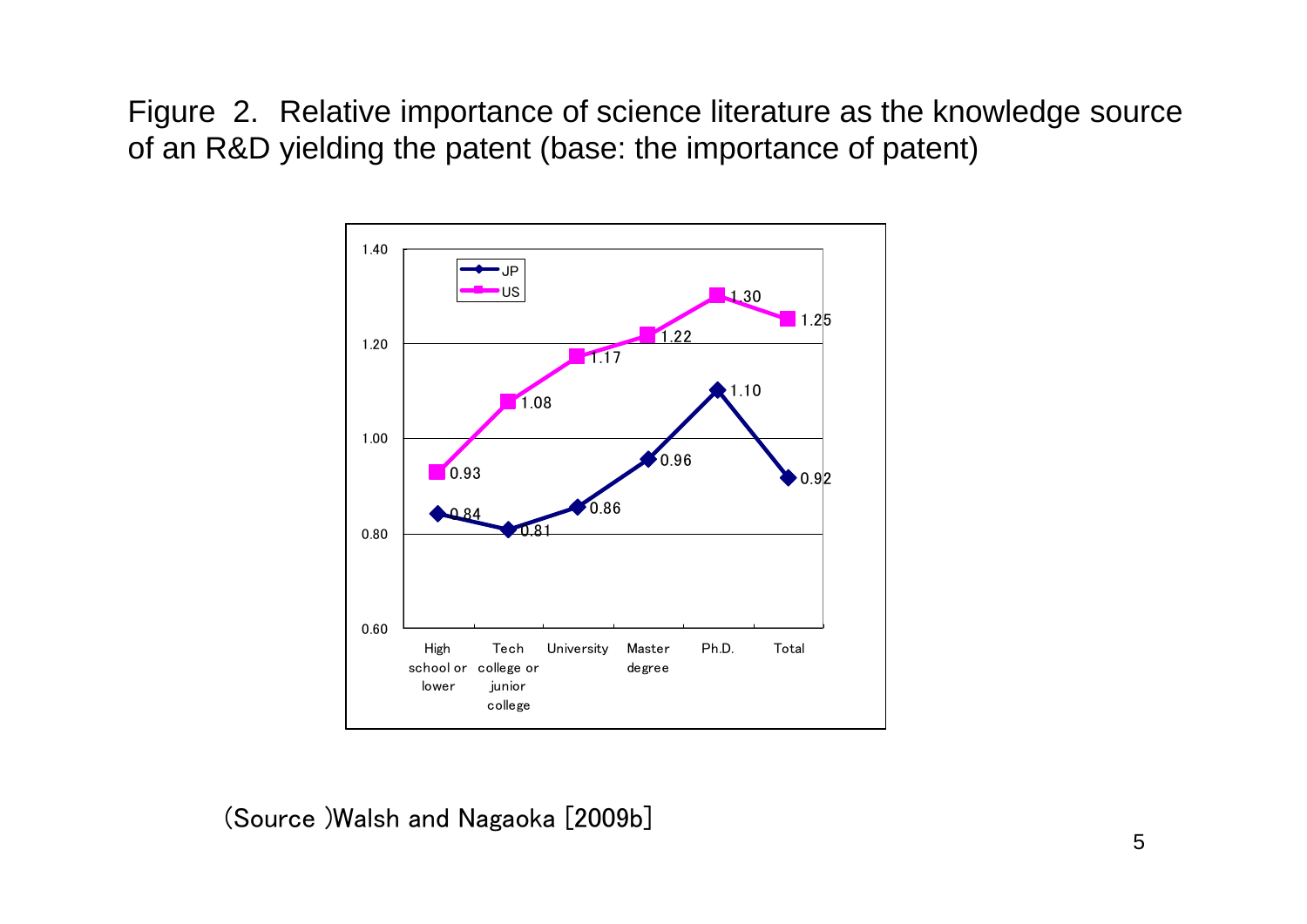Figure 2. Relative importance of science literature as the knowledge source of an R&D yielding the patent (base: the importance of patent)

| | High school or lower | Tech college or junior college | University | Master degree | Ph.D. | Total |
|---|---|---|---|---|---|---|
| JP | 0.84 | 0.81 | 0.86 | 0.96 | 1.10 | 0.92 |
| US | 0.93 | 1.08 | 1.17 | 1.22 | 1.30 | 1.25 |

(Source )Walsh and Nagaoka [2009b]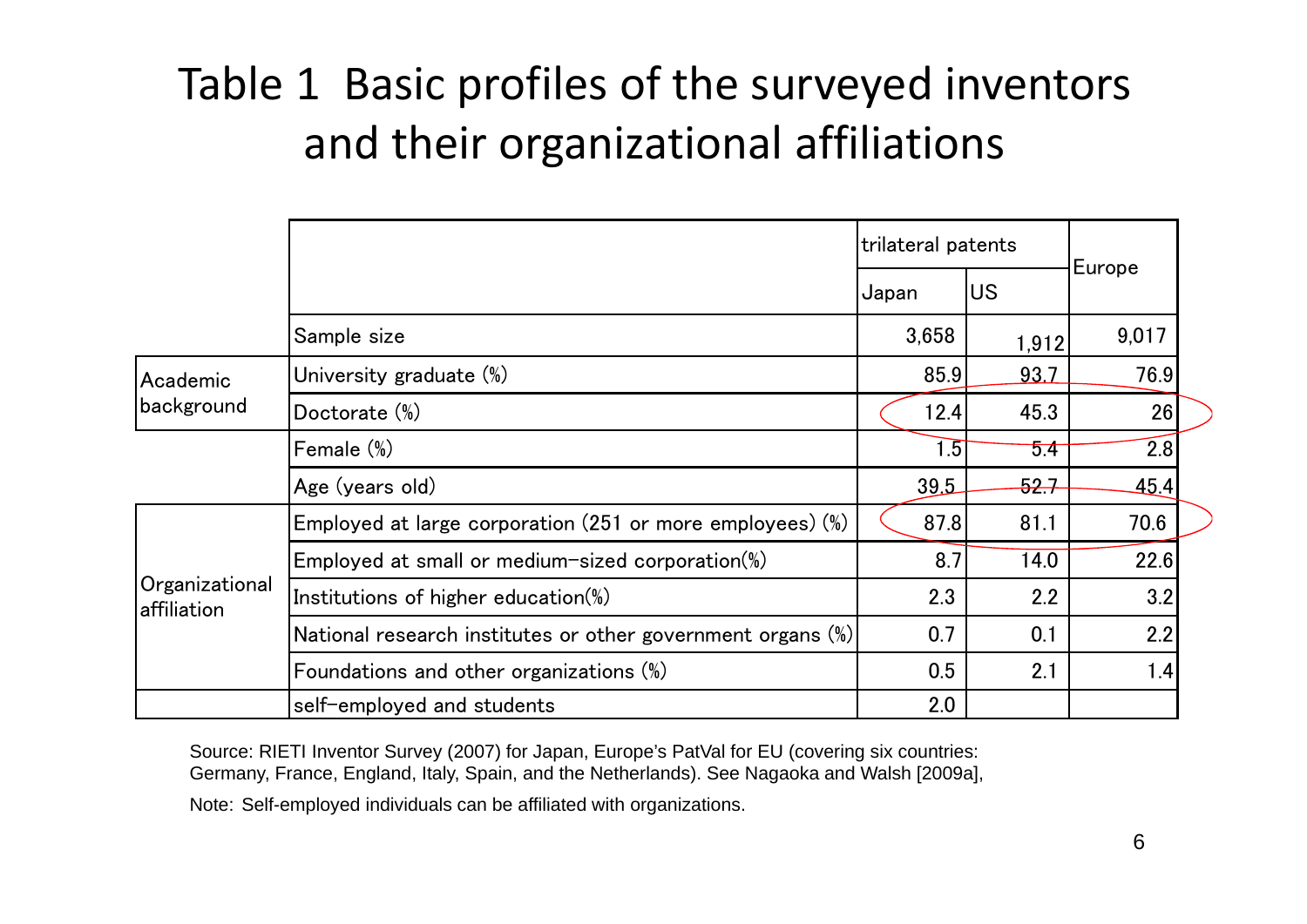# Table 1 Basic profiles of the surveyed inventors and their organizational affiliations

| | | trilateral patents | | Europe |
|---|---|---|---|---|
| | | Japan | US | |
| | Sample size | 3,658 | 1,912 | 9,017 |
| Academic background | University graduate (%) | 85.9 | 93.7 | 76.9 |
| | Doctorate (%) | 12.4 | 45.3 | 26 |
| | Female (%) | 1.5 | 5.4 | 2.8 |
| | Age (years old) | 39.5 | 52.7 | 45.4 |
| Organizational affiliation | Employed at large corporation (251 or more employees) (%) | 87.8 | 81.1 | 70.6 |
| | Employed at small or medium-sized corporation(%) | 8.7 | 14.0 | 22.6 |
| | Institutions of higher education(%) | 2.3 | 2.2 | 3.2 |
| | National research institutes or other government organs (%) | 0.7 | 0.1 | 2.2 |
| | Foundations and other organizations (%) | 0.5 | 2.1 | 1.4 |
| | self-employed and students | 2.0 | | |

Source: RIETI Inventor Survey (2007) for Japan, Europe's PatVal for EU (covering six countries: Germany, France, England, Italy, Spain, and the Netherlands). See Nagaoka and Walsh [2009a],

Note: Self-employed individuals can be affiliated with organizations.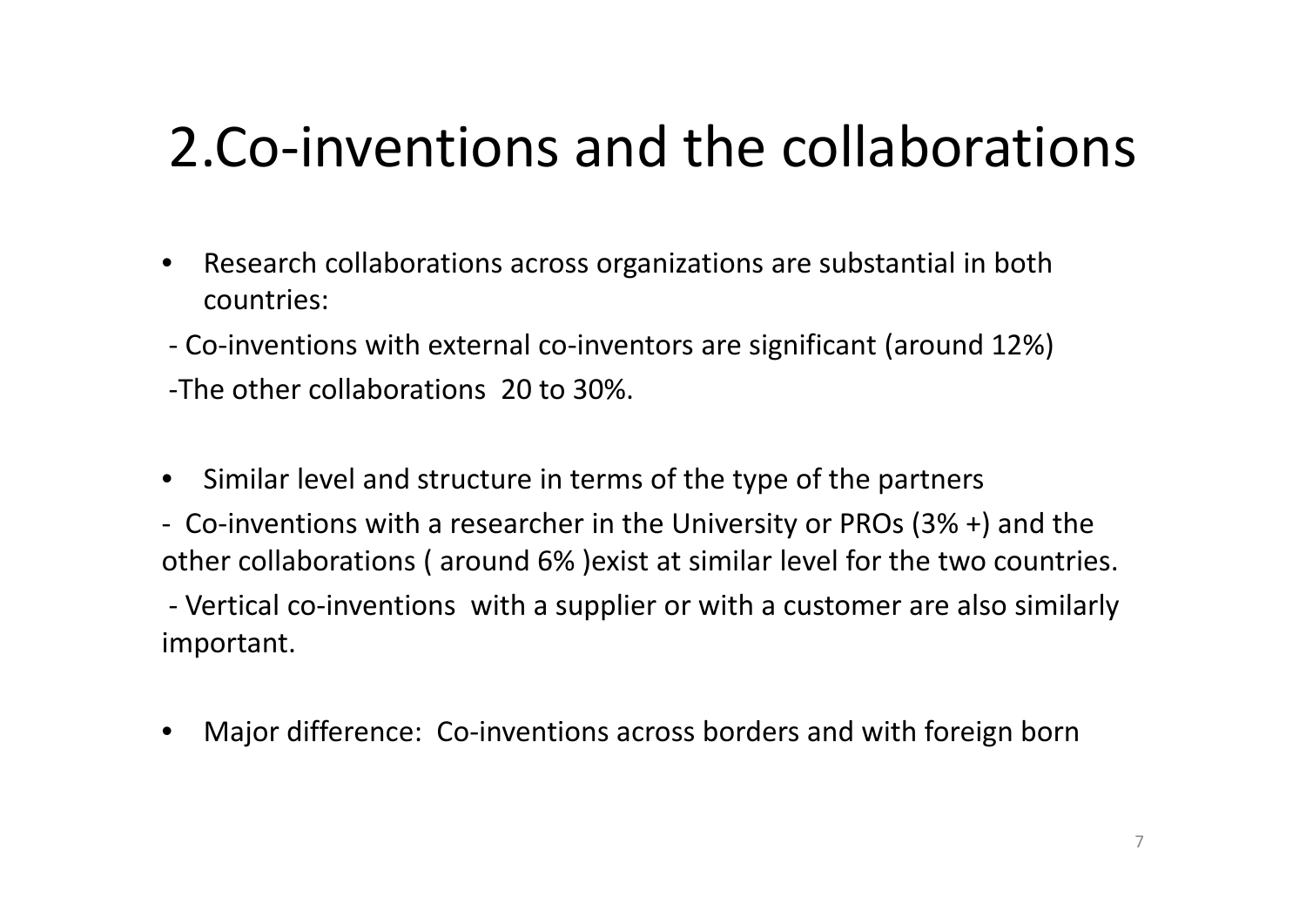# 2.Co-inventions and the collaborations

- Research collaborations across organizations are substantial in both countries:

  - Co-inventions with external co-inventors are significant (around 12%)

  -The other collaborations 20 to 30%.

- Similar level and structure in terms of the type of the partners

  - Co-inventions with a researcher in the University or PROs (3% +) and the other collaborations ( around 6% )exist at similar level for the two countries.

  - Vertical co-inventions with a supplier or with a customer are also similarly important.

- Major difference: Co-inventions across borders and with foreign born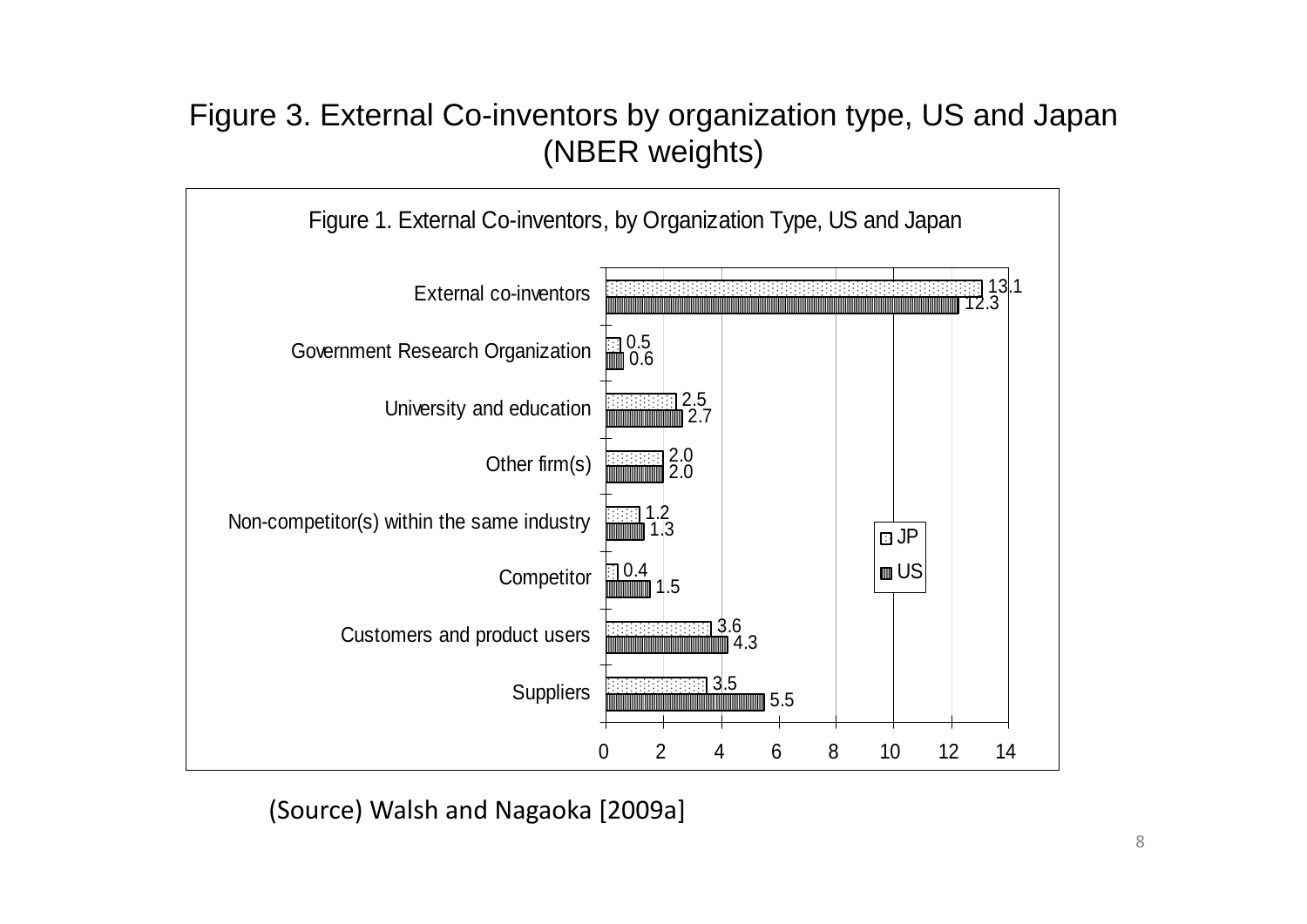# Figure 3. External Co-inventors by organization type, US and Japan (NBER weights)

Figure 1. External Co-inventors, by Organization Type, US and Japan

| | JP | US |
|---|---|---|
| External co-inventors | 13.1 | 12.3 |
| Government Research Organization | 0.5 | 0.6 |
| University and education | 2.5 | 2.7 |
| Other firm(s) | 2.0 | 2.0 |
| Non-competitor(s) within the same industry | 1.2 | 1.3 |
| Competitor | 0.4 | 1.5 |
| Customers and product users | 3.6 | 4.3 |
| Suppliers | 3.5 | 5.5 |

(Source) Walsh and Nagaoka [2009a]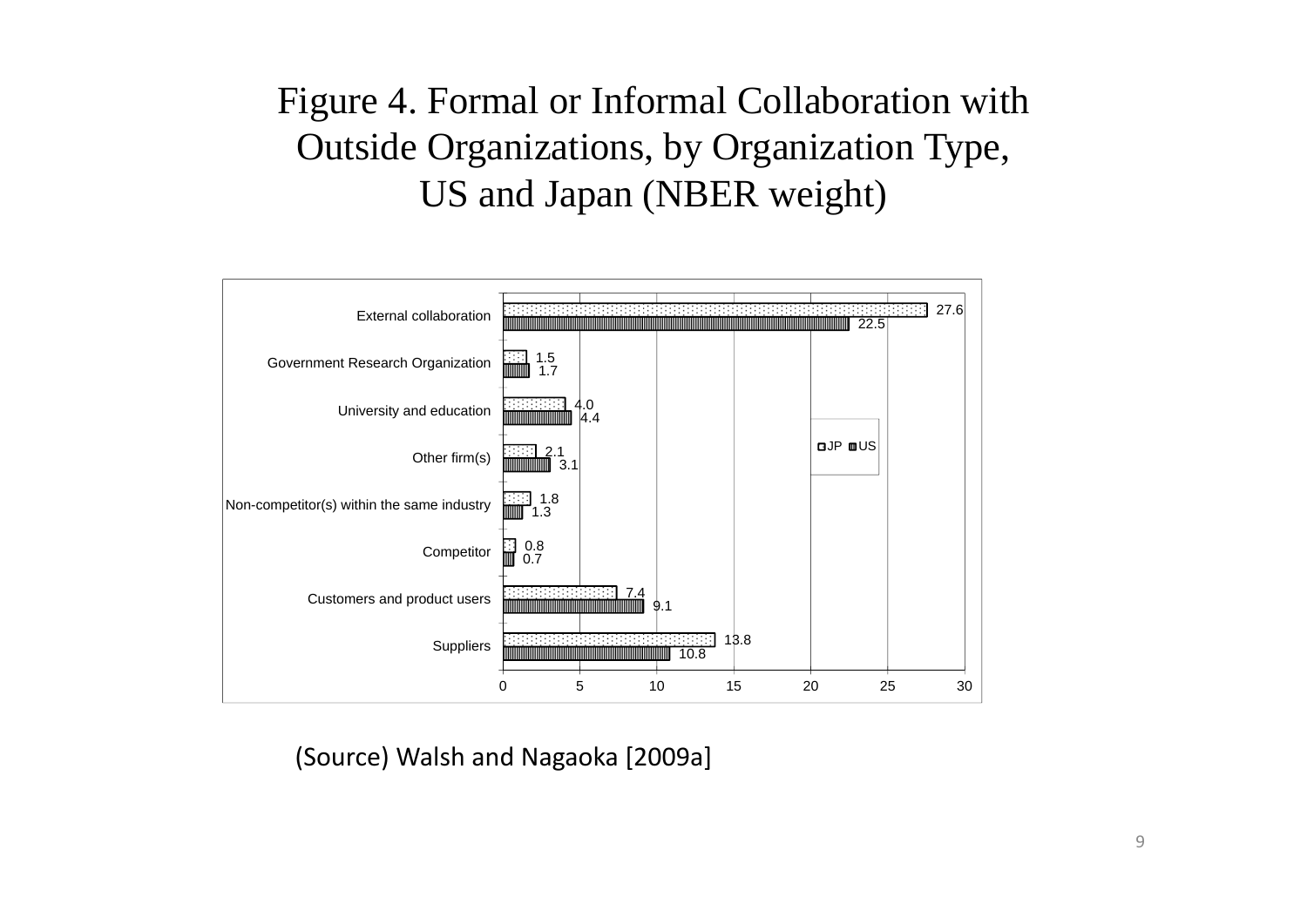# Figure 4. Formal or Informal Collaboration with Outside Organizations, by Organization Type, US and Japan (NBER weight)

| | JP | US |
|---|---|---|
| External collaboration | 27.6 | 22.5 |
| Government Research Organization | 1.5 | 1.7 |
| University and education | 4.0 | 4.4 |
| Other firm(s) | 2.1 | 3.1 |
| Non-competitor(s) within the same industry | 1.8 | 1.3 |
| Competitor | 0.8 | 0.7 |
| Customers and product users | 7.4 | 9.1 |
| Suppliers | 13.8 | 10.8 |

(Source) Walsh and Nagaoka [2009a]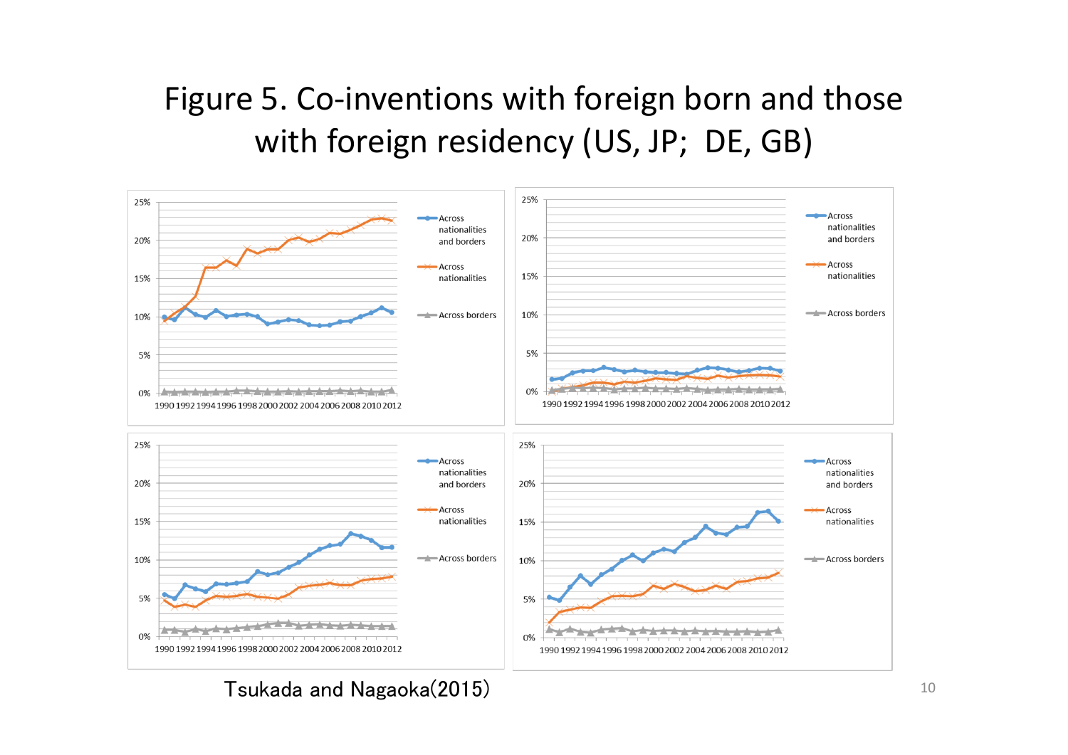# Figure 5. Co-inventions with foreign born and those with foreign residency (US, JP; DE, GB)

Tsukada and Nagaoka(2015)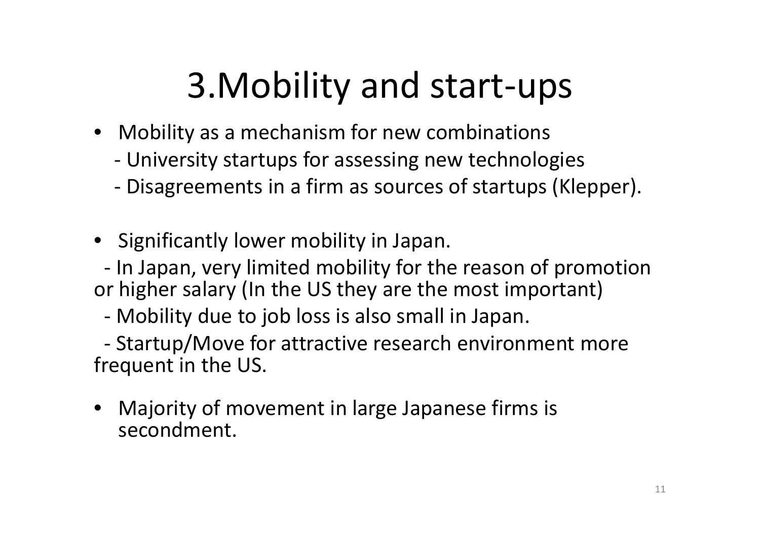# 3.Mobility and start-ups

- Mobility as a mechanism for new combinations
  - University startups for assessing new technologies
  - Disagreements in a firm as sources of startups (Klepper).

- Significantly lower mobility in Japan.
  - In Japan, very limited mobility for the reason of promotion or higher salary (In the US they are the most important)
  - Mobility due to job loss is also small in Japan.
  - Startup/Move for attractive research environment more frequent in the US.

- Majority of movement in large Japanese firms is secondment.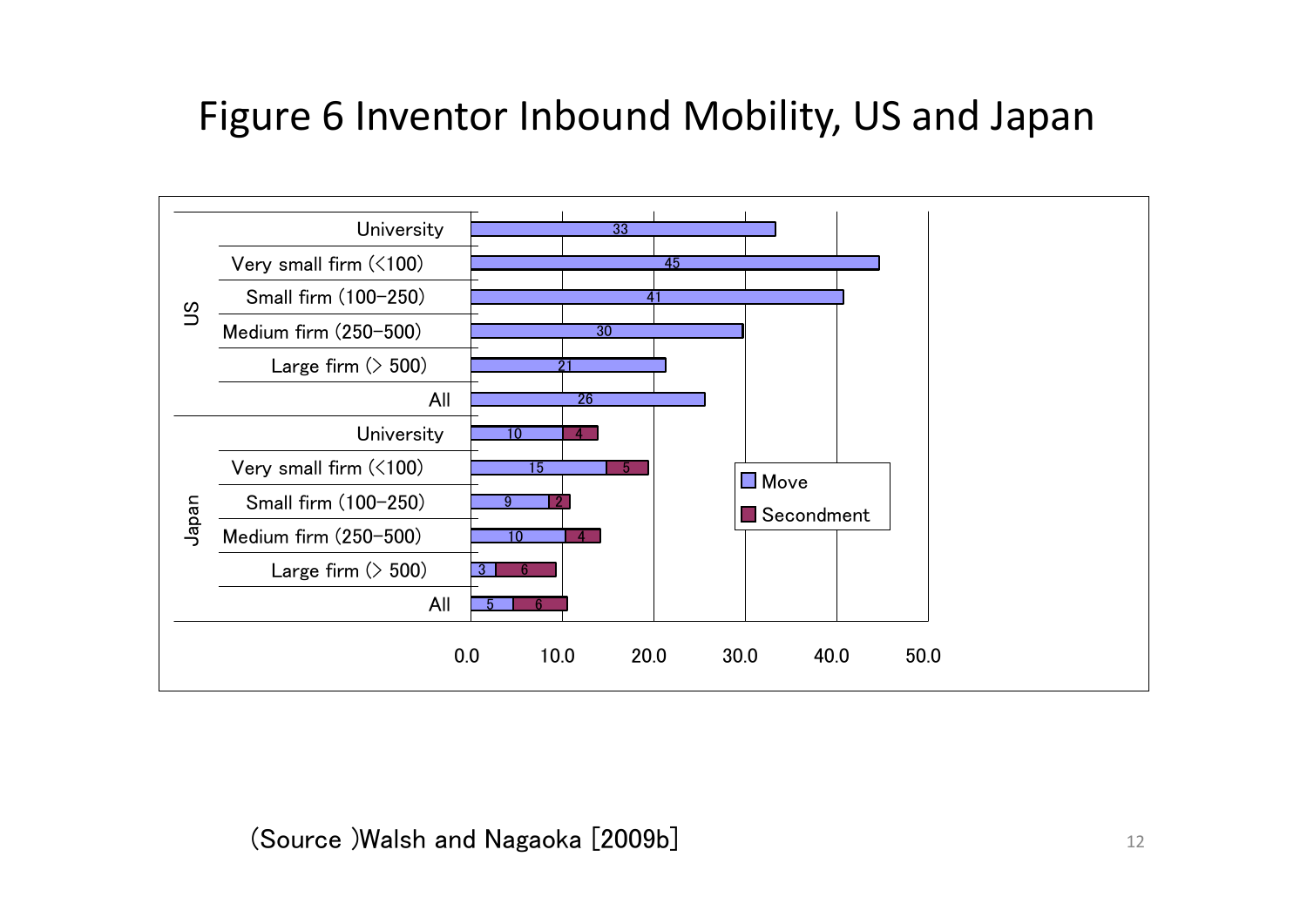# Figure 6 Inventor Inbound Mobility, US and Japan

| | | Move | Secondment |
|---|---|---|---|
| US | University | 33 | |
| | Very small firm (<100) | 45 | |
| | Small firm (100-250) | 41 | |
| | Medium firm (250-500) | 30 | |
| | Large firm (> 500) | 21 | |
| | All | 26 | |
| Japan | University | 10 | 4 |
| | Very small firm (<100) | 15 | 5 |
| | Small firm (100-250) | 9 | 2 |
| | Medium firm (250-500) | 10 | 4 |
| | Large firm (> 500) | 3 | 6 |
| | All | 5 | 6 |

(Source )Walsh and Nagaoka [2009b]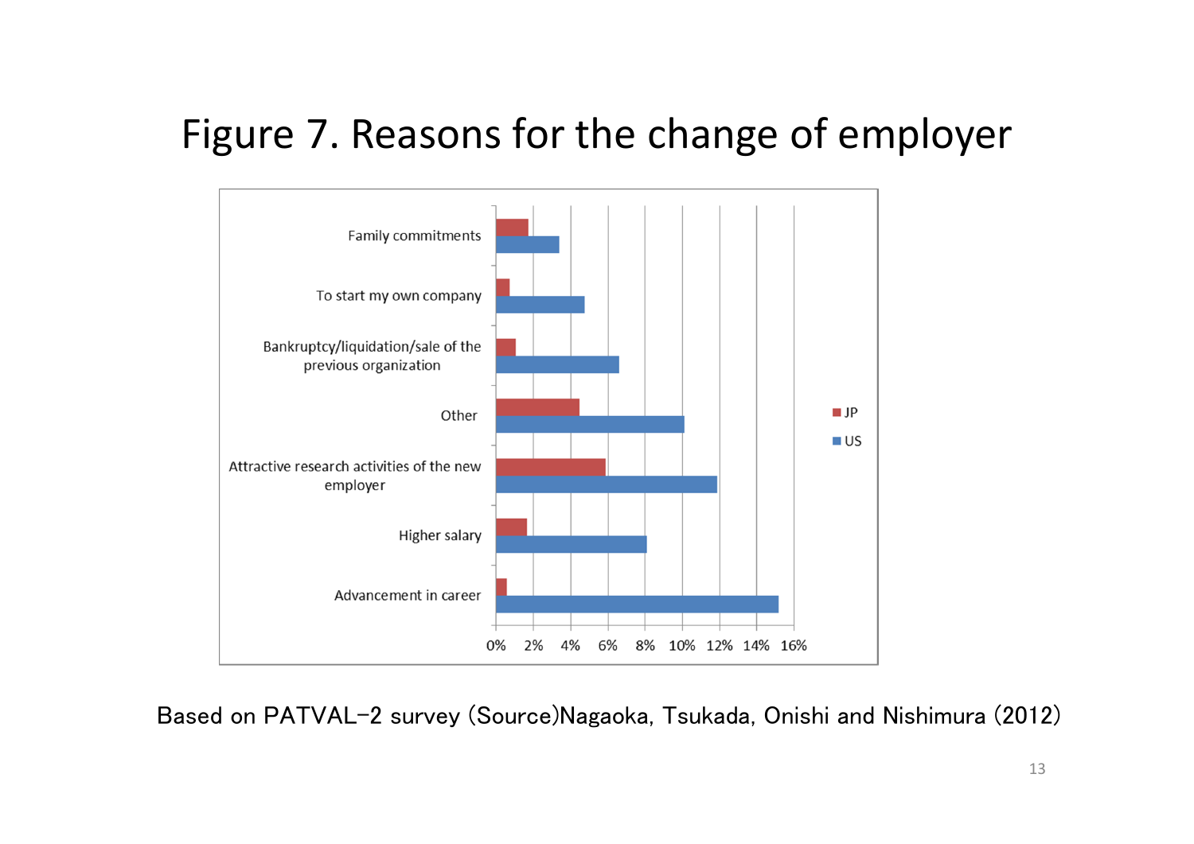# Figure 7. Reasons for the change of employer

Family commitments

To start my own company

Bankruptcy/liquidation/sale of the previous organization

Other

Attractive research activities of the new employer

Higher salary

Advancement in career

0% 2% 4% 6% 8% 10% 12% 14% 16%

JP

US

Based on PATVAL-2 survey (Source)Nagaoka, Tsukada, Onishi and Nishimura (2012)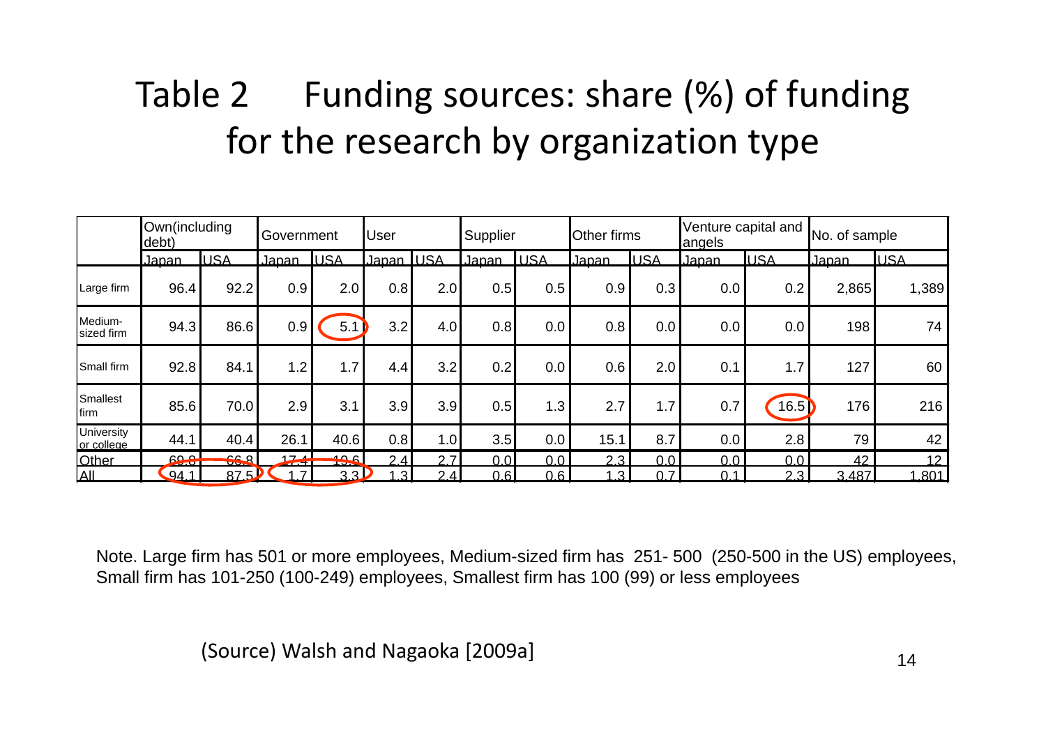# Table 2 Funding sources: share (%) of funding for the research by organization type

| | Own(including debt) | | Government | | User | | Supplier | | Other firms | | Venture capital and angels | | No. of sample | |
|---|---|---|---|---|---|---|---|---|---|---|---|---|---|---|
| | Japan | USA | Japan | USA | Japan | USA | Japan | USA | Japan | USA | Japan | USA | Japan | USA |
| Large firm | 96.4 | 92.2 | 0.9 | 2.0 | 0.8 | 2.0 | 0.5 | 0.5 | 0.9 | 0.3 | 0.0 | 0.2 | 2,865 | 1,389 |
| Medium-sized firm | 94.3 | 86.6 | 0.9 | 5.1 | 3.2 | 4.0 | 0.8 | 0.0 | 0.8 | 0.0 | 0.0 | 0.0 | 198 | 74 |
| Small firm | 92.8 | 84.1 | 1.2 | 1.7 | 4.4 | 3.2 | 0.2 | 0.0 | 0.6 | 2.0 | 0.1 | 1.7 | 127 | 60 |
| Smallest firm | 85.6 | 70.0 | 2.9 | 3.1 | 3.9 | 3.9 | 0.5 | 1.3 | 2.7 | 1.7 | 0.7 | 16.5 | 176 | 216 |
| University or college | 44.1 | 40.4 | 26.1 | 40.6 | 0.8 | 1.0 | 3.5 | 0.0 | 15.1 | 8.7 | 0.0 | 2.8 | 79 | 42 |
| Other | 69.8 | 66.8 | 17.4 | 19.6 | 2.4 | 2.7 | 0.0 | 0.0 | 2.3 | 0.0 | 0.0 | 0.0 | 42 | 12 |
| All | 94.1 | 87.5 | 1.7 | 3.3 | 1.3 | 2.4 | 0.6 | 0.6 | 1.3 | 0.7 | 0.1 | 2.3 | 3,487 | 1,801 |

Note. Large firm has 501 or more employees, Medium-sized firm has 251- 500 (250-500 in the US) employees, Small firm has 101-250 (100-249) employees, Smallest firm has 100 (99) or less employees

(Source) Walsh and Nagaoka [2009a]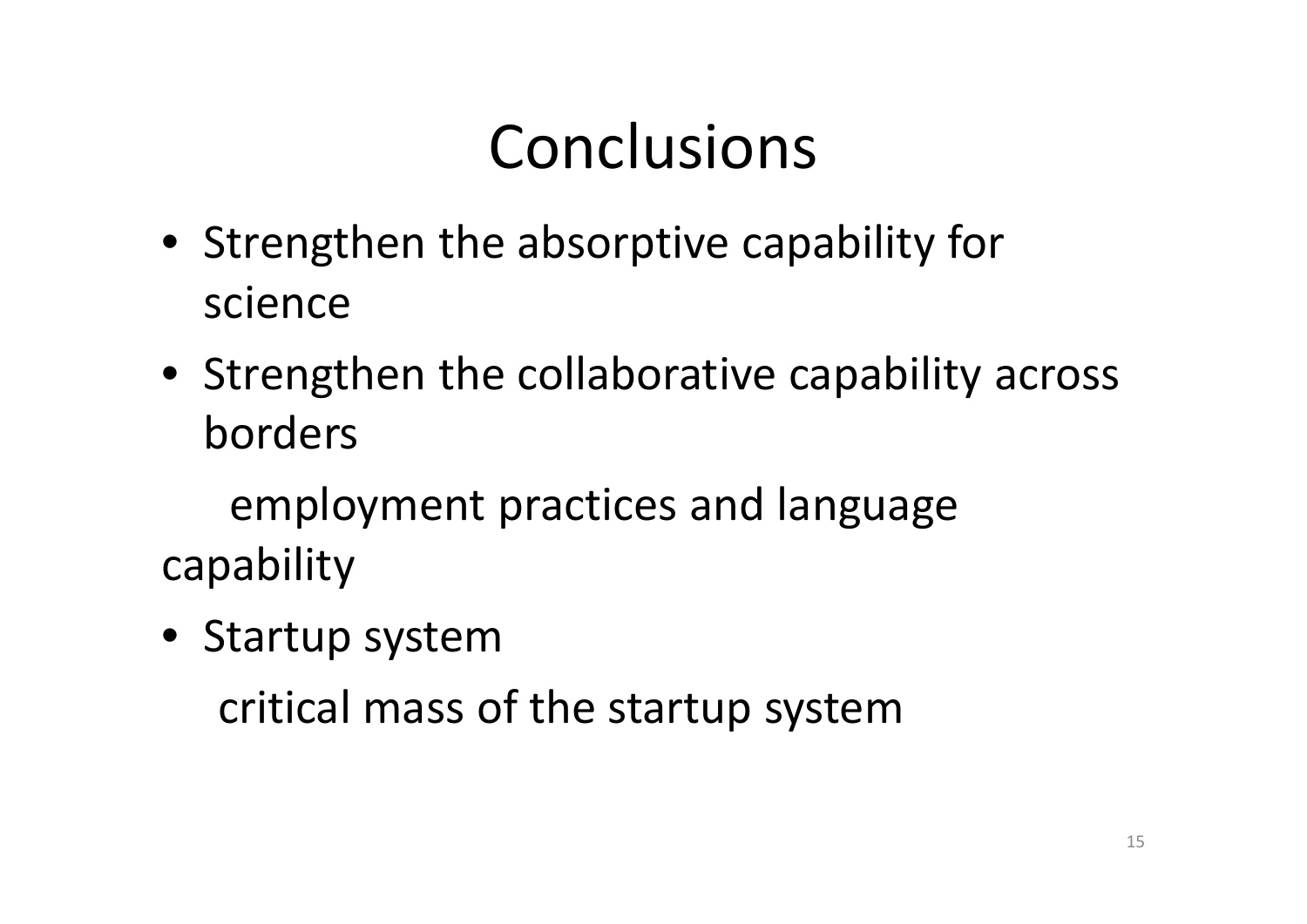# Conclusions

- Strengthen the absorptive capability for science
- Strengthen the collaborative capability across borders

  employment practices and language capability

- Startup system

  critical mass of the startup system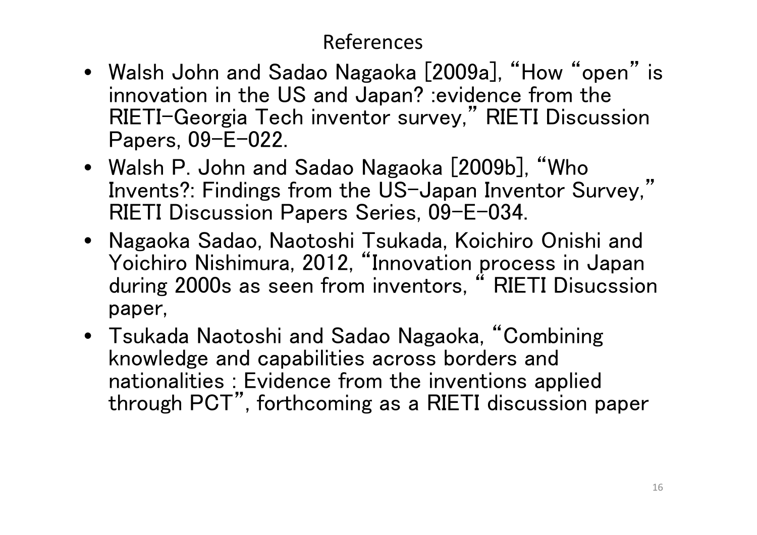# References

- Walsh John and Sadao Nagaoka [2009a], "How "open" is innovation in the US and Japan? :evidence from the RIETI-Georgia Tech inventor survey," RIETI Discussion Papers, 09-E-022.
- Walsh P. John and Sadao Nagaoka [2009b], "Who Invents?: Findings from the US-Japan Inventor Survey," RIETI Discussion Papers Series, 09-E-034.
- Nagaoka Sadao, Naotoshi Tsukada, Koichiro Onishi and Yoichiro Nishimura, 2012, "Innovation process in Japan during 2000s as seen from inventors, " RIETI Disucssion paper,
- Tsukada Naotoshi and Sadao Nagaoka, "Combining knowledge and capabilities across borders and nationalities : Evidence from the inventions applied through PCT", forthcoming as a RIETI discussion paper